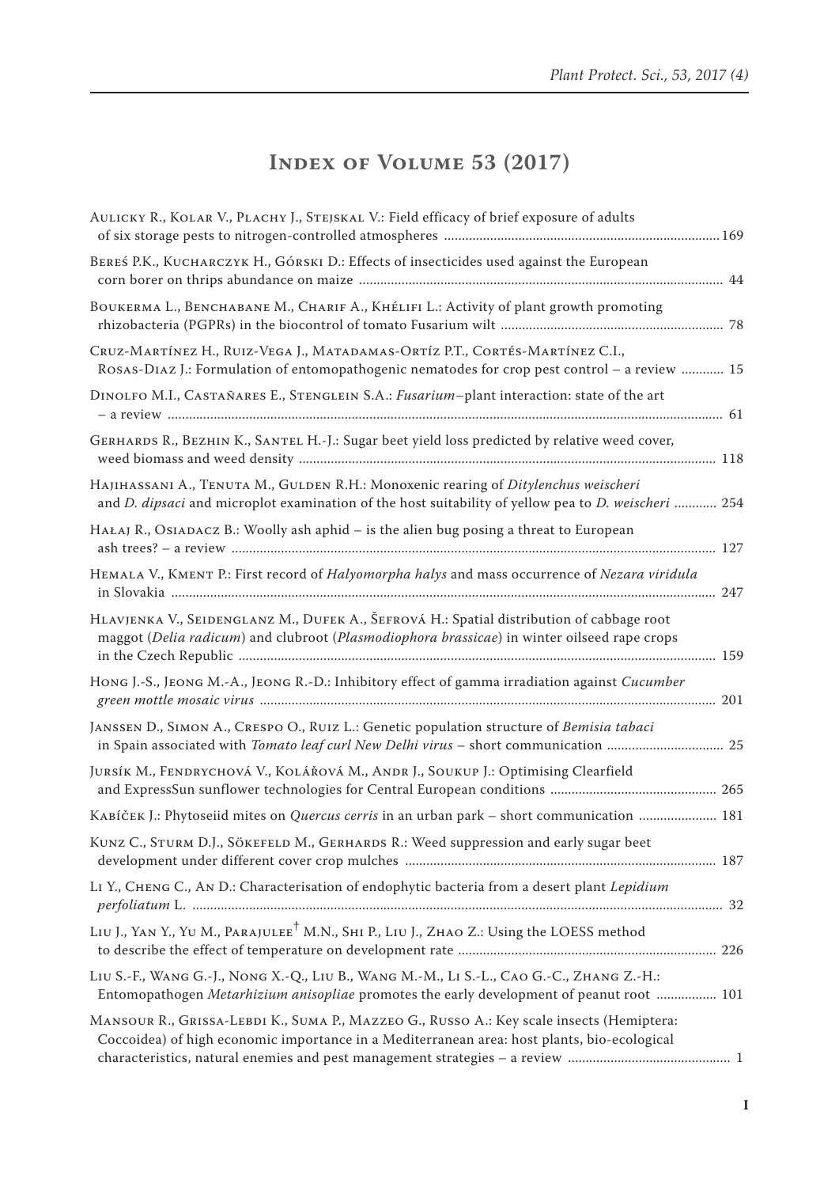# Index of Volume 53 (2017)

Aulicky R., Kolar V., Plachy J., Stejskal V.: Field efficacy of brief exposure of adults of six storage pests to nitrogen-controlled atmospheres ... 169

Bereś P.K., Kucharczyk H., Górski D.: Effects of insecticides used against the European corn borer on thrips abundance on maize ... 44

Boukerma L., Benchabane M., Charif A., Khélifi L.: Activity of plant growth promoting rhizobacteria (PGPRs) in the biocontrol of tomato Fusarium wilt ... 78

Cruz-Martínez H., Ruiz-Vega J., Matadamas-Ortíz P.T., Cortés-Martínez C.I., Rosas-Diaz J.: Formulation of entomopathogenic nematodes for crop pest control – a review ... 15

Dinolfo M.I., Castañares E., Stenglein S.A.: *Fusarium*–plant interaction: state of the art – a review ... 61

Gerhards R., Bezhin K., Santel H.-J.: Sugar beet yield loss predicted by relative weed cover, weed biomass and weed density ... 118

Hajihassani A., Tenuta M., Gulden R.H.: Monoxenic rearing of *Ditylenchus weischeri* and *D. dipsaci* and microplot examination of the host suitability of yellow pea to *D. weischeri* ... 254

Hałaj R., Osiadacz B.: Woolly ash aphid – is the alien bug posing a threat to European ash trees? – a review ... 127

Hemala V., Kment P.: First record of *Halyomorpha halys* and mass occurrence of *Nezara viridula* in Slovakia ... 247

Hlavjenka V., Seidenglanz M., Dufek A., Šefrová H.: Spatial distribution of cabbage root maggot (*Delia radicum*) and clubroot (*Plasmodiophora brassicae*) in winter oilseed rape crops in the Czech Republic ... 159

Hong J.-S., Jeong M.-A., Jeong R.-D.: Inhibitory effect of gamma irradiation against *Cucumber green mottle mosaic virus* ... 201

Janssen D., Simon A., Crespo O., Ruiz L.: Genetic population structure of *Bemisia tabaci* in Spain associated with *Tomato leaf curl New Delhi virus* – short communication ... 25

Jursík M., Fendrychová V., Kolářová M., Andr J., Soukup J.: Optimising Clearfield and ExpressSun sunflower technologies for Central European conditions ... 265

Kabíček J.: Phytoseiid mites on *Quercus cerris* in an urban park – short communication ... 181

Kunz C., Sturm D.J., Sökefeld M., Gerhards R.: Weed suppression and early sugar beet development under different cover crop mulches ... 187

Li Y., Cheng C., An D.: Characterisation of endophytic bacteria from a desert plant *Lepidium perfoliatum* L. ... 32

Liu J., Yan Y., Yu M., Parajulee† M.N., Shi P., Liu J., Zhao Z.: Using the LOESS method to describe the effect of temperature on development rate ... 226

Liu S.-F., Wang G.-J., Nong X.-Q., Liu B., Wang M.-M., Li S.-L., Cao G.-C., Zhang Z.-H.: Entomopathogen *Metarhizium anisopliae* promotes the early development of peanut root ... 101

Mansour R., Grissa-Lebdi K., Suma P., Mazzeo G., Russo A.: Key scale insects (Hemiptera: Coccoidea) of high economic importance in a Mediterranean area: host plants, bio-ecological characteristics, natural enemies and pest management strategies – a review ... 1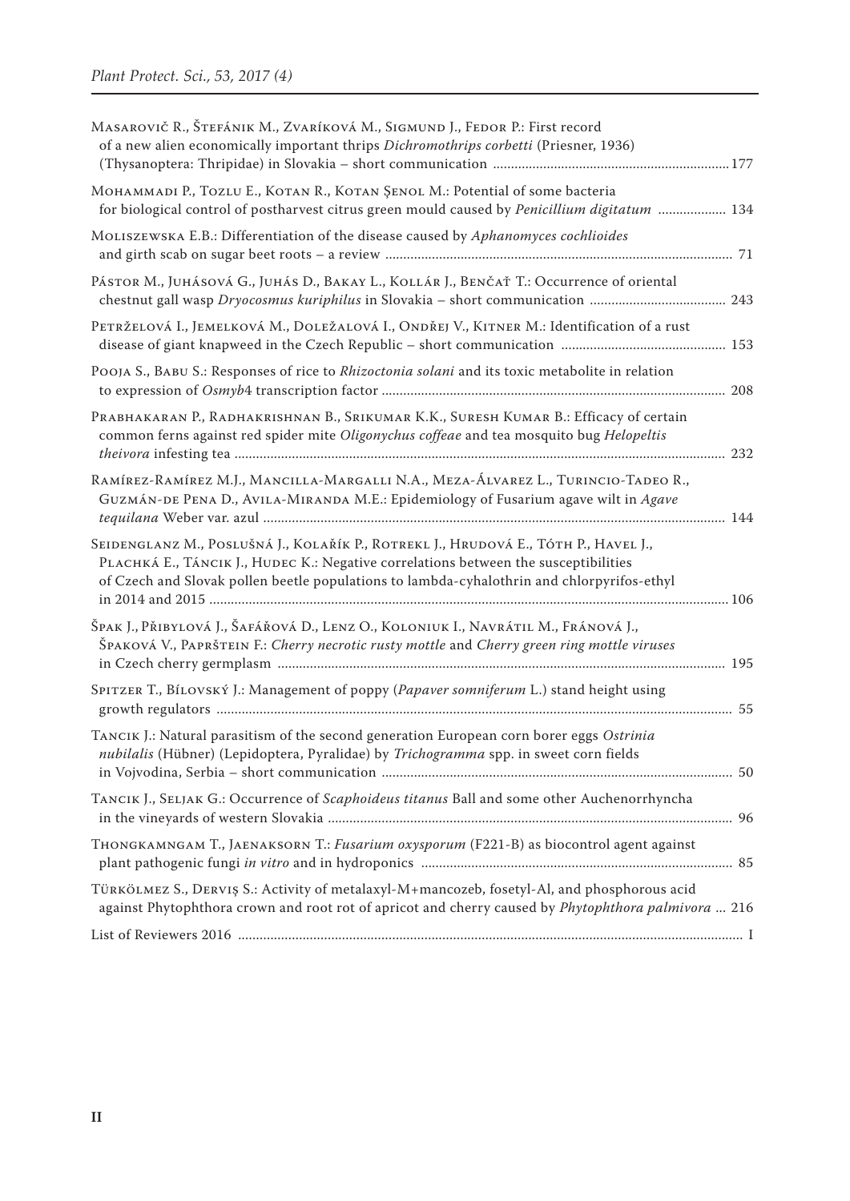Masarovič R., Štefánik M., Zvaríková M., Sigmund J., Fedor P.: First record of a new alien economically important thrips *Dichromothrips corbetti* (Priesner, 1936) (Thysanoptera: Thripidae) in Slovakia – short communication ... 177

Mohammadi P., Tozlu E., Kotan R., Kotan Şenol M.: Potential of some bacteria for biological control of postharvest citrus green mould caused by *Penicillium digitatum* ... 134

Moliszewska E.B.: Differentiation of the disease caused by *Aphanomyces cochlioides* and girth scab on sugar beet roots – a review ... 71

Pástor M., Juhásová G., Juhás D., Bakay L., Kollár J., Benčať T.: Occurrence of oriental chestnut gall wasp *Dryocosmus kuriphilus* in Slovakia – short communication ... 243

Petrželová I., Jemelková M., Doležalová I., Ondřej V., Kitner M.: Identification of a rust disease of giant knapweed in the Czech Republic – short communication ... 153

Pooja S., Babu S.: Responses of rice to *Rhizoctonia solani* and its toxic metabolite in relation to expression of *Osmyb*4 transcription factor ... 208

Prabhakaran P., Radhakrishnan B., Srikumar K.K., Suresh Kumar B.: Efficacy of certain common ferns against red spider mite *Oligonychus coffeae* and tea mosquito bug *Helopeltis theivora* infesting tea ... 232

Ramírez-Ramírez M.J., Mancilla-Margalli N.A., Meza-Álvarez L., Turincio-Tadeo R., Guzmán-de Pena D., Avila-Miranda M.E.: Epidemiology of Fusarium agave wilt in *Agave tequilana* Weber var. azul ... 144

Seidenglanz M., Poslušná J., Kolařík P., Rotrekl J., Hrudová E., Tóth P., Havel J., Plachká E., Táncik J., Hudec K.: Negative correlations between the susceptibilities of Czech and Slovak pollen beetle populations to lambda-cyhalothrin and chlorpyrifos-ethyl in 2014 and 2015 ... 106

Špak J., Přibylová J., Šafářová D., Lenz O., Koloniuk I., Navrátil M., Fránová J., Špaková V., Paprštein F.: *Cherry necrotic rusty mottle* and *Cherry green ring mottle viruses* in Czech cherry germplasm ... 195

Spitzer T., Bílovský J.: Management of poppy (*Papaver somniferum* L.) stand height using growth regulators ... 55

Tancik J.: Natural parasitism of the second generation European corn borer eggs *Ostrinia nubilalis* (Hübner) (Lepidoptera, Pyralidae) by *Trichogramma* spp. in sweet corn fields in Vojvodina, Serbia – short communication ... 50

Tancik J., Seljak G.: Occurrence of *Scaphoideus titanus* Ball and some other Auchenorrhyncha in the vineyards of western Slovakia ... 96

Thongkamngam T., Jaenaksorn T.: *Fusarium oxysporum* (F221-B) as biocontrol agent against plant pathogenic fungi *in vitro* and in hydroponics ... 85

Türkölmez S., Derviş S.: Activity of metalaxyl-M+mancozeb, fosetyl-Al, and phosphorous acid against Phytophthora crown and root rot of apricot and cherry caused by *Phytophthora palmivora* ... 216

List of Reviewers 2016 ... I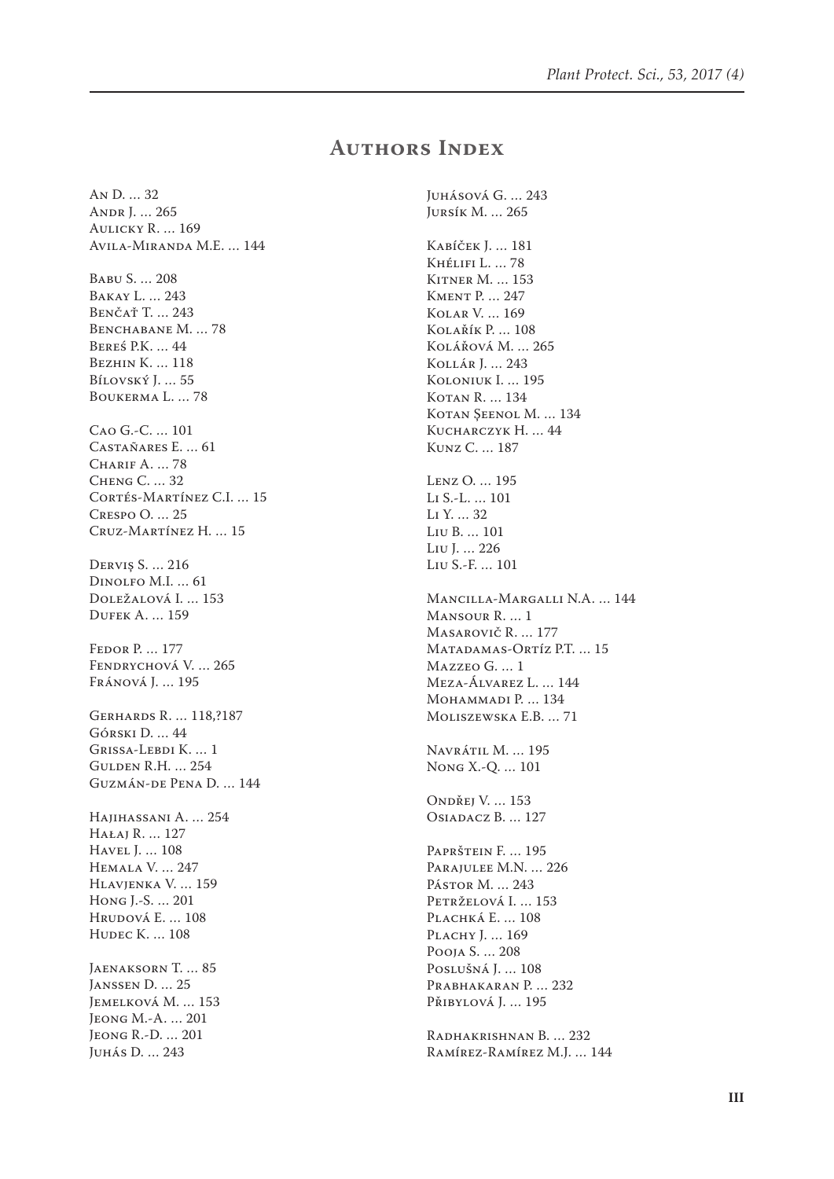# Authors Index

An D. ... 32
Andr J. ... 265
Aulicky R. ... 169
Avila-Miranda M.E. ... 144

Babu S. ... 208
Bakay L. ... 243
Benčať T. ... 243
Benchabane M. ... 78
Bereś P.K. ... 44
Bezhin K. ... 118
Bílovský J. ... 55
Boukerma L. ... 78

Cao G.-C. ... 101
Castañares E. ... 61
Charif A. ... 78
Cheng C. ... 32
Cortés-Martínez C.I. ... 15
Crespo O. ... 25
Cruz-Martínez H. ... 15

Derviş S. ... 216
Dinolfo M.I. ... 61
Doležalová I. ... 153
Dufek A. ... 159

Fedor P. ... 177
Fendrychová V. ... 265
Fránová J. ... 195

Gerhards R. ... 118,?187
Górski D. ... 44
Grissa-Lebdi K. ... 1
Gulden R.H. ... 254
Guzmán-de Pena D. ... 144

Hajihassani A. ... 254
Hałaj R. ... 127
Havel J. ... 108
Hemala V. ... 247
Hlavjenka V. ... 159
Hong J.-S. ... 201
Hrudová E. ... 108
Hudec K. ... 108

Jaenaksorn T. ... 85
Janssen D. ... 25
Jemelková M. ... 153
Jeong M.-A. ... 201
Jeong R.-D. ... 201
Juhás D. ... 243

Juhásová G. ... 243
Jursík M. ... 265

Kabíček J. ... 181
Khélifi L. ... 78
Kitner M. ... 153
Kment P. ... 247
Kolar V. ... 169
Kolařík P. ... 108
Kolářová M. ... 265
Kollár J. ... 243
Koloniuk I. ... 195
Kotan R. ... 134
Kotan Şeenol M. ... 134
Kucharczyk H. ... 44
Kunz C. ... 187

Lenz O. ... 195
Li S.-L. ... 101
Li Y. ... 32
Liu B. ... 101
Liu J. ... 226
Liu S.-F. ... 101

Mancilla-Margalli N.A. ... 144
Mansour R. ... 1
Masarovič R. ... 177
Matadamas-Ortíz P.T. ... 15
Mazzeo G. ... 1
Meza-Álvarez L. ... 144
Mohammadi P. ... 134
Moliszewska E.B. ... 71

Navrátil M. ... 195
Nong X.-Q. ... 101

Ondřej V. ... 153
Osiadacz B. ... 127

Paprštein F. ... 195
Parajulee M.N. ... 226
Pástor M. ... 243
Petrželová I. ... 153
Plachká E. ... 108
Plachy J. ... 169
Pooja S. ... 208
Poslušná J. ... 108
Prabhakaran P. ... 232
Přibylová J. ... 195

Radhakrishnan B. ... 232
Ramírez-Ramírez M.J. ... 144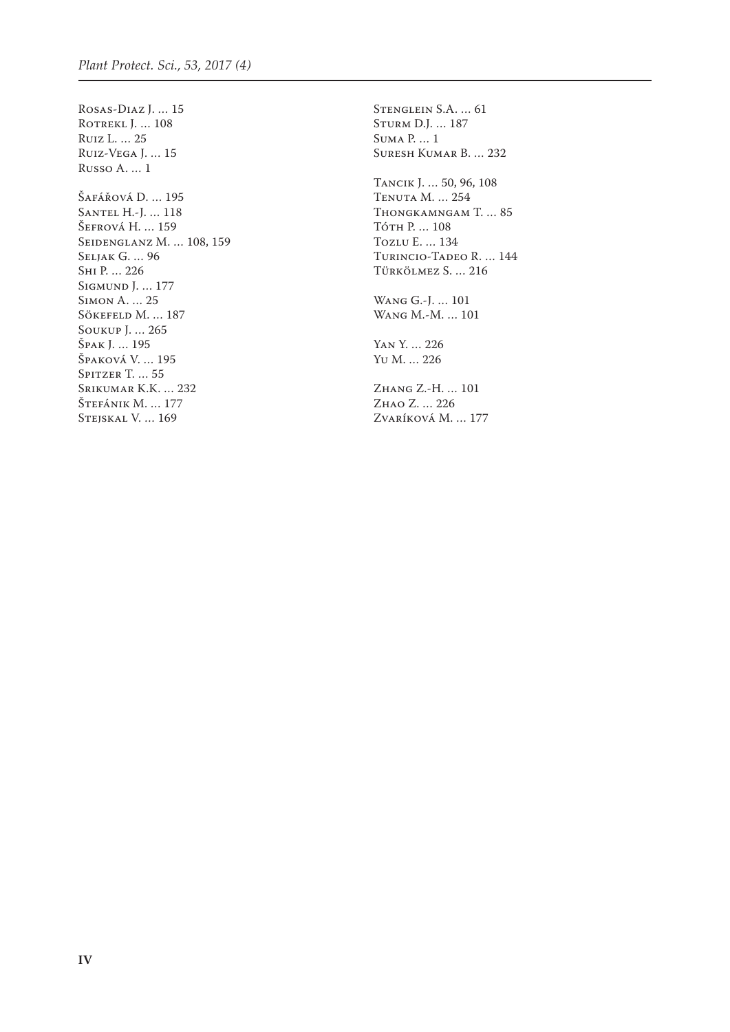Rosas-Diaz J. … 15
Rotrekl J. … 108
Ruiz L. … 25
Ruiz-Vega J. … 15
Russo A. … 1

Šafářová D. … 195
Santel H.-J. … 118
Šefrová H. … 159
Seidenglanz M. … 108, 159
Seljak G. … 96
Shi P. … 226
Sigmund J. … 177
Simon A. … 25
Sökefeld M. … 187
Soukup J. … 265
Špak J. … 195
Špaková V. … 195
Spitzer T. … 55
Srikumar K.K. … 232
Štefánik M. … 177
Stejskal V. … 169

Stenglein S.A. … 61
Sturm D.J. … 187
Suma P. … 1
Suresh Kumar B. … 232

Tancik J. … 50, 96, 108
Tenuta M. … 254
Thongkamngam T. … 85
Tóth P. … 108
Tozlu E. … 134
Turincio-Tadeo R. … 144
Türkölmez S. … 216

Wang G.-J. … 101
Wang M.-M. … 101

Yan Y. … 226
Yu M. … 226

Zhang Z.-H. … 101
Zhao Z. … 226
Zvaríková M. … 177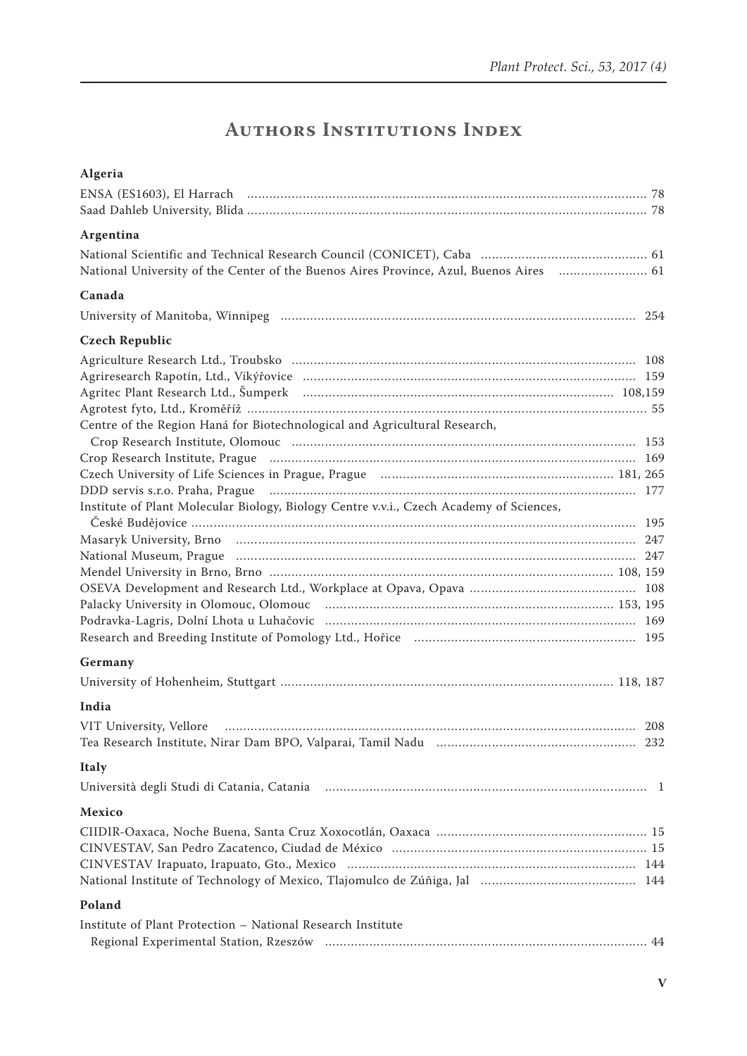# Authors Institutions Index

## Algeria

ENSA (ES1603), El Harrach ........ 78
Saad Dahleb University, Blida ........ 78

## Argentina

National Scientific and Technical Research Council (CONICET), Caba ........ 61
National University of the Center of the Buenos Aires Province, Azul, Buenos Aires ........ 61

## Canada

University of Manitoba, Winnipeg ........ 254

## Czech Republic

Agriculture Research Ltd., Troubsko ........ 108
Agriresearch Rapotín, Ltd., Vikýřovice ........ 159
Agritec Plant Research Ltd., Šumperk ........ 108,159
Agrotest fyto, Ltd., Kroměříž ........ 55
Centre of the Region Haná for Biotechnological and Agricultural Research,
Crop Research Institute, Olomouc ........ 153
Crop Research Institute, Prague ........ 169
Czech University of Life Sciences in Prague, Prague ........ 181, 265
DDD servis s.r.o. Praha, Prague ........ 177
Institute of Plant Molecular Biology, Biology Centre v.v.i., Czech Academy of Sciences,
České Budějovice ........ 195
Masaryk University, Brno ........ 247
National Museum, Prague ........ 247
Mendel University in Brno, Brno ........ 108, 159
OSEVA Development and Research Ltd., Workplace at Opava, Opava ........ 108
Palacky University in Olomouc, Olomouc ........ 153, 195
Podravka-Lagris, Dolní Lhota u Luhačovic ........ 169
Research and Breeding Institute of Pomology Ltd., Hořice ........ 195

## Germany

University of Hohenheim, Stuttgart ........ 118, 187

## India

VIT University, Vellore ........ 208
Tea Research Institute, Nirar Dam BPO, Valparai, Tamil Nadu ........ 232

## Italy

Università degli Studi di Catania, Catania ........ 1

## Mexico

CIIDIR-Oaxaca, Noche Buena, Santa Cruz Xoxocotlán, Oaxaca ........ 15
CINVESTAV, San Pedro Zacatenco, Ciudad de México ........ 15
CINVESTAV Irapuato, Irapuato, Gto., Mexico ........ 144
National Institute of Technology of Mexico, Tlajomulco de Zúñiga, Jal ........ 144

## Poland

Institute of Plant Protection – National Research Institute
Regional Experimental Station, Rzeszów ........ 44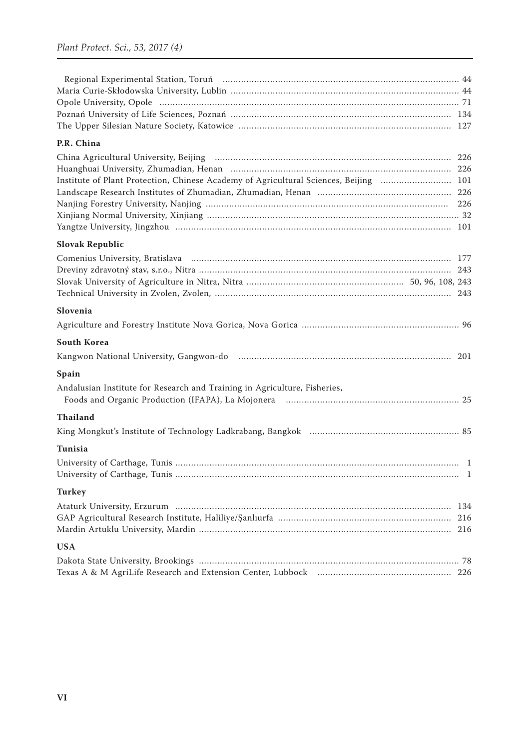Regional Experimental Station, Toruń ........................................................................................ 44
Maria Curie-Skłodowska University, Lublin ..................................................................................... 44
Opole University, Opole ....................................................................................................................... 71
Poznań University of Life Sciences, Poznań ................................................................................... 134
The Upper Silesian Nature Society, Katowice ................................................................................ 127

### P.R. China

China Agricultural University, Beijing ......................................................................................... 226
Huanghuai University, Zhumadian, Henan ..................................................................................... 226
Institute of Plant Protection, Chinese Academy of Agricultural Sciences, Beijing .......................... 101
Landscape Research Institutes of Zhumadian, Zhumadian, Henan .................................................. 226
Nanjing Forestry University, Nanjing ............................................................................................ 226
Xinjiang Normal University, Xinjiang ............................................................................................... 32
Yangtze University, Jingzhou ......................................................................................................... 101

### Slovak Republic

Comenius University, Bratislava ..................................................................................................... 177
Dreviny zdravotný stav, s.r.o., Nitra .............................................................................................. 243
Slovak University of Agriculture in Nitra, Nitra ........................................................... 50, 96, 108, 243
Technical University in Zvolen, Zvolen, ........................................................................................ 243

### Slovenia

Agriculture and Forestry Institute Nova Gorica, Nova Gorica ........................................................... 96

### South Korea

Kangwon National University, Gangwon-do ................................................................................ 201

### Spain

Andalusian Institute for Research and Training in Agriculture, Fisheries,
Foods and Organic Production (IFAPA), La Mojonera ................................................................. 25

### Thailand

King Mongkut's Institute of Technology Ladkrabang, Bangkok ......................................................... 85

### Tunisia

University of Carthage, Tunis ............................................................................................................ 1
University of Carthage, Tunis ............................................................................................................ 1

### Turkey

Ataturk University, Erzurum ......................................................................................................... 134
GAP Agricultural Research Institute, Haliliye/Şanlıurfa ................................................................. 216
Mardin Artuklu University, Mardin ................................................................................................ 216

### USA

Dakota State University, Brookings .................................................................................................. 78
Texas A & M AgriLife Research and Extension Center, Lubbock ................................................... 226